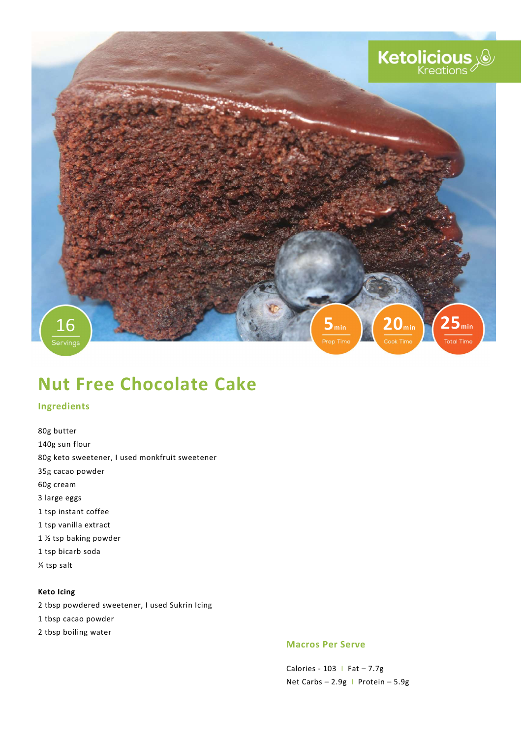Ketolicious Kreations

16 Servings

5 min Prep Time

20 min Cook Time

25 min Total Time

# Nut Free Chocolate Cake

## Ingredients

80g butter
140g sun flour
80g keto sweetener, I used monkfruit sweetener
35g cacao powder
60g cream
3 large eggs
1 tsp instant coffee
1 tsp vanilla extract
1 ½ tsp baking powder
1 tsp bicarb soda
¼ tsp salt

**Keto Icing**
2 tbsp powdered sweetener, I used Sukrin Icing
1 tbsp cacao powder
2 tbsp boiling water

## Macros Per Serve

Calories - 103 | Fat – 7.7g
Net Carbs – 2.9g | Protein – 5.9g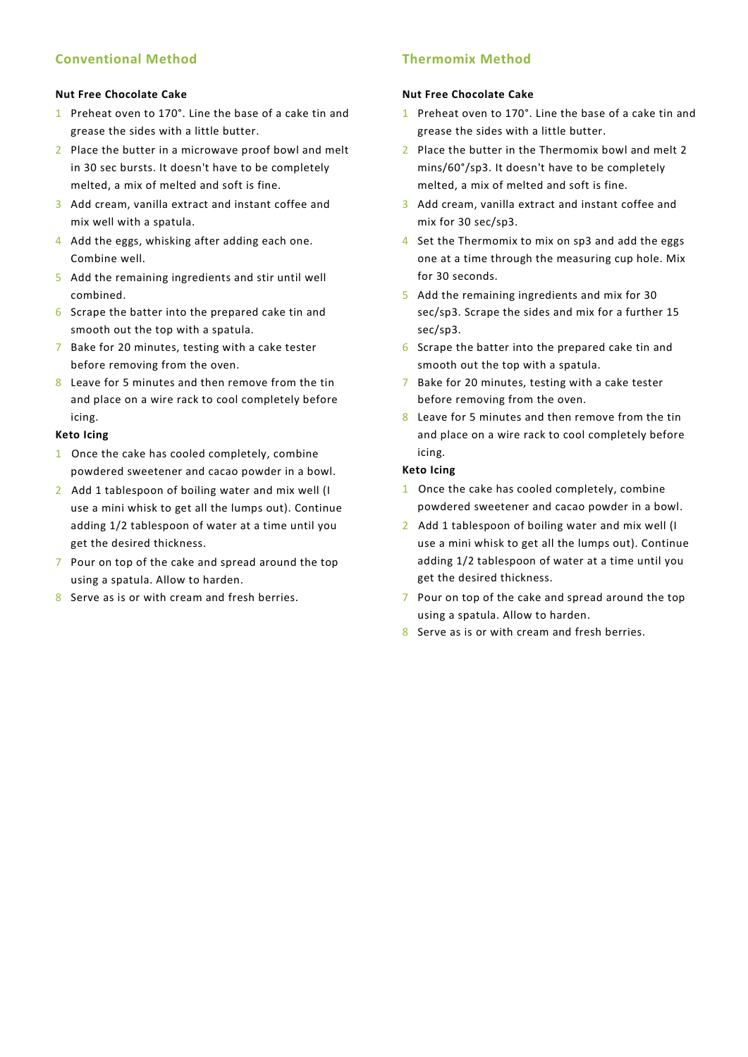## Conventional Method

### Nut Free Chocolate Cake

1. Preheat oven to 170°. Line the base of a cake tin and grease the sides with a little butter.
2. Place the butter in a microwave proof bowl and melt in 30 sec bursts. It doesn't have to be completely melted, a mix of melted and soft is fine.
3. Add cream, vanilla extract and instant coffee and mix well with a spatula.
4. Add the eggs, whisking after adding each one. Combine well.
5. Add the remaining ingredients and stir until well combined.
6. Scrape the batter into the prepared cake tin and smooth out the top with a spatula.
7. Bake for 20 minutes, testing with a cake tester before removing from the oven.
8. Leave for 5 minutes and then remove from the tin and place on a wire rack to cool completely before icing.

### Keto Icing

1 Once the cake has cooled completely, combine powdered sweetener and cacao powder in a bowl.

2 Add 1 tablespoon of boiling water and mix well (I use a mini whisk to get all the lumps out). Continue adding 1/2 tablespoon of water at a time until you get the desired thickness.

7 Pour on top of the cake and spread around the top using a spatula. Allow to harden.

8 Serve as is or with cream and fresh berries.

## Thermomix Method

### Nut Free Chocolate Cake

1. Preheat oven to 170°. Line the base of a cake tin and grease the sides with a little butter.
2. Place the butter in the Thermomix bowl and melt 2 mins/60°/sp3. It doesn't have to be completely melted, a mix of melted and soft is fine.
3. Add cream, vanilla extract and instant coffee and mix for 30 sec/sp3.
4. Set the Thermomix to mix on sp3 and add the eggs one at a time through the measuring cup hole. Mix for 30 seconds.
5. Add the remaining ingredients and mix for 30 sec/sp3. Scrape the sides and mix for a further 15 sec/sp3.
6. Scrape the batter into the prepared cake tin and smooth out the top with a spatula.
7. Bake for 20 minutes, testing with a cake tester before removing from the oven.
8. Leave for 5 minutes and then remove from the tin and place on a wire rack to cool completely before icing.

### Keto Icing

1 Once the cake has cooled completely, combine powdered sweetener and cacao powder in a bowl.

2 Add 1 tablespoon of boiling water and mix well (I use a mini whisk to get all the lumps out). Continue adding 1/2 tablespoon of water at a time until you get the desired thickness.

7 Pour on top of the cake and spread around the top using a spatula. Allow to harden.

8 Serve as is or with cream and fresh berries.